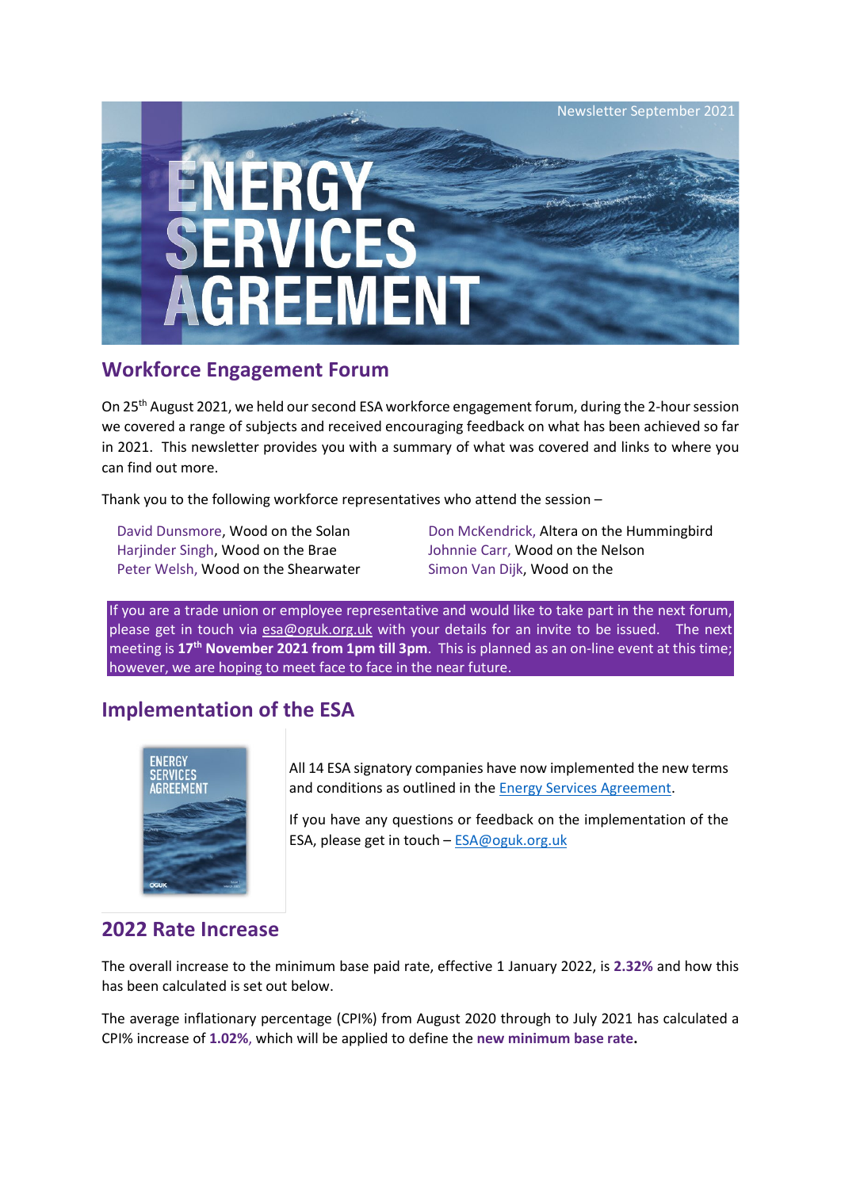Newsletter September 2021

# ENERGY SERVICES AGREEMENT

## Workforce Engagement Forum

On 25th August 2021, we held our second ESA workforce engagement forum, during the 2-hour session we covered a range of subjects and received encouraging feedback on what has been achieved so far in 2021. This newsletter provides you with a summary of what was covered and links to where you can find out more.

Thank you to the following workforce representatives who attend the session –

- David Dunsmore, Wood on the Solan
- Harjinder Singh, Wood on the Brae
- Peter Welsh, Wood on the Shearwater
- Don McKendrick, Altera on the Hummingbird
- Johnnie Carr, Wood on the Nelson
- Simon Van Dijk, Wood on the

If you are a trade union or employee representative and would like to take part in the next forum, please get in touch via esa@oguk.org.uk with your details for an invite to be issued. The next meeting is **17th November 2021 from 1pm till 3pm**. This is planned as an on-line event at this time; however, we are hoping to meet face to face in the near future.

## Implementation of the ESA

All 14 ESA signatory companies have now implemented the new terms and conditions as outlined in the Energy Services Agreement.

If you have any questions or feedback on the implementation of the ESA, please get in touch – ESA@oguk.org.uk

## 2022 Rate Increase

The overall increase to the minimum base paid rate, effective 1 January 2022, is **2.32%** and how this has been calculated is set out below.

The average inflationary percentage (CPI%) from August 2020 through to July 2021 has calculated a CPI% increase of **1.02%**, which will be applied to define the **new minimum base rate.**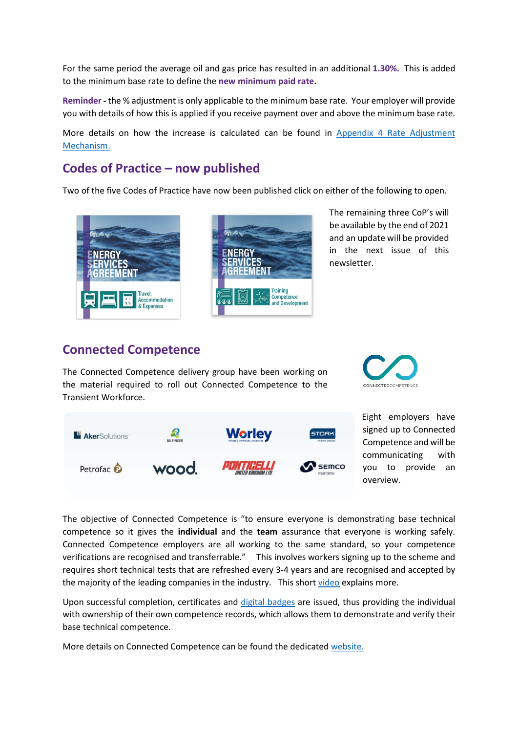For the same period the average oil and gas price has resulted in an additional **1.30%.** This is added to the minimum base rate to define the **new minimum paid rate.**

**Reminder -** the % adjustment is only applicable to the minimum base rate. Your employer will provide you with details of how this is applied if you receive payment over and above the minimum base rate.

More details on how the increase is calculated can be found in Appendix 4 Rate Adjustment Mechanism.

## Codes of Practice – now published

Two of the five Codes of Practice have now been published click on either of the following to open.

The remaining three CoP's will be available by the end of 2021 and an update will be provided in the next issue of this newsletter.

## Connected Competence

The Connected Competence delivery group have been working on the material required to roll out Connected Competence to the Transient Workforce.

Eight employers have signed up to Connected Competence and will be communicating with you to provide an overview.

The objective of Connected Competence is "to ensure everyone is demonstrating base technical competence so it gives the **individual** and the **team** assurance that everyone is working safely. Connected Competence employers are all working to the same standard, so your competence verifications are recognised and transferrable." This involves workers signing up to the scheme and requires short technical tests that are refreshed every 3-4 years and are recognised and accepted by the majority of the leading companies in the industry. This short video explains more.

Upon successful completion, certificates and digital badges are issued, thus providing the individual with ownership of their own competence records, which allows them to demonstrate and verify their base technical competence.

More details on Connected Competence can be found the dedicated website.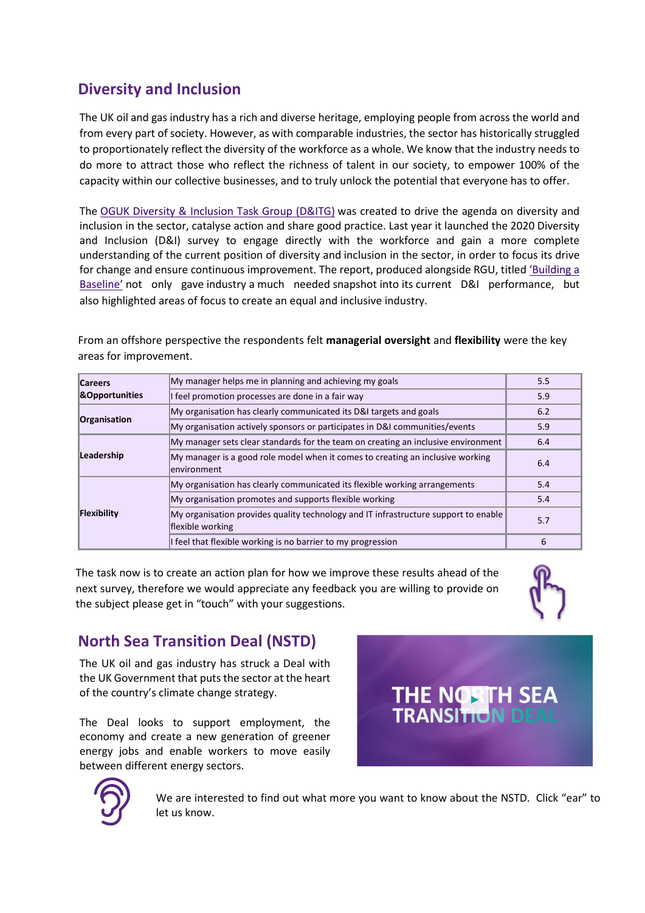## Diversity and Inclusion

The UK oil and gas industry has a rich and diverse heritage, employing people from across the world and from every part of society. However, as with comparable industries, the sector has historically struggled to proportionately reflect the diversity of the workforce as a whole. We know that the industry needs to do more to attract those who reflect the richness of talent in our society, to empower 100% of the capacity within our collective businesses, and to truly unlock the potential that everyone has to offer.

The OGUK Diversity & Inclusion Task Group (D&ITG) was created to drive the agenda on diversity and inclusion in the sector, catalyse action and share good practice. Last year it launched the 2020 Diversity and Inclusion (D&I) survey to engage directly with the workforce and gain a more complete understanding of the current position of diversity and inclusion in the sector, in order to focus its drive for change and ensure continuous improvement. The report, produced alongside RGU, titled 'Building a Baseline' not only gave industry a much needed snapshot into its current D&I performance, but also highlighted areas of focus to create an equal and inclusive industry.

From an offshore perspective the respondents felt **managerial oversight** and **flexibility** were the key areas for improvement.

| | | |
|---|---|---|
| **Careers &Opportunities** | My manager helps me in planning and achieving my goals | 5.5 |
| | I feel promotion processes are done in a fair way | 5.9 |
| **Organisation** | My organisation has clearly communicated its D&I targets and goals | 6.2 |
| | My organisation actively sponsors or participates in D&I communities/events | 5.9 |
| **Leadership** | My manager sets clear standards for the team on creating an inclusive environment | 6.4 |
| | My manager is a good role model when it comes to creating an inclusive working environment | 6.4 |
| **Flexibility** | My organisation has clearly communicated its flexible working arrangements | 5.4 |
| | My organisation promotes and supports flexible working | 5.4 |
| | My organisation provides quality technology and IT infrastructure support to enable flexible working | 5.7 |
| | I feel that flexible working is no barrier to my progression | 6 |

The task now is to create an action plan for how we improve these results ahead of the next survey, therefore we would appreciate any feedback you are willing to provide on the subject please get in "touch" with your suggestions.

## North Sea Transition Deal (NSTD)

The UK oil and gas industry has struck a Deal with the UK Government that puts the sector at the heart of the country's climate change strategy.

The Deal looks to support employment, the economy and create a new generation of greener energy jobs and enable workers to move easily between different energy sectors.

We are interested to find out what more you want to know about the NSTD. Click "ear" to let us know.